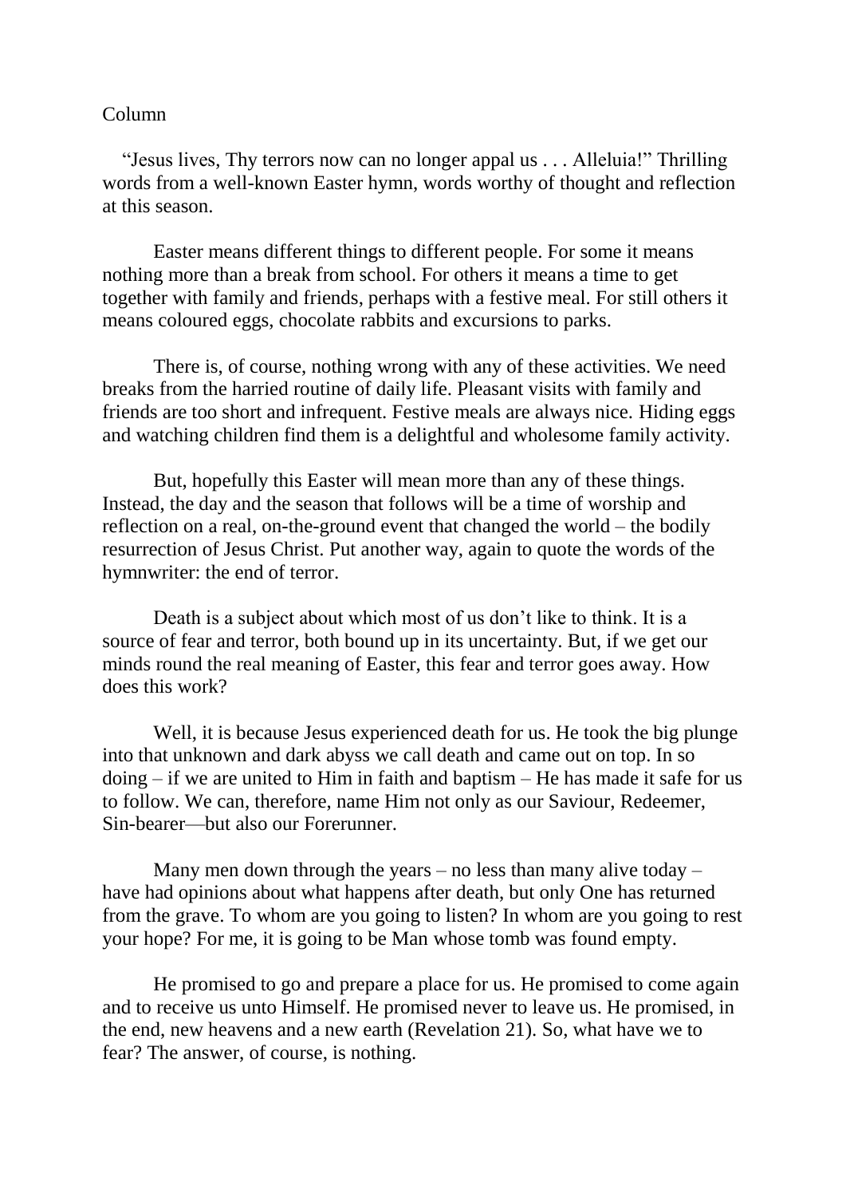Column

"Jesus lives, Thy terrors now can no longer appal us . . . Alleluia!" Thrilling words from a well-known Easter hymn, words worthy of thought and reflection at this season.

Easter means different things to different people. For some it means nothing more than a break from school. For others it means a time to get together with family and friends, perhaps with a festive meal. For still others it means coloured eggs, chocolate rabbits and excursions to parks.

There is, of course, nothing wrong with any of these activities. We need breaks from the harried routine of daily life. Pleasant visits with family and friends are too short and infrequent. Festive meals are always nice. Hiding eggs and watching children find them is a delightful and wholesome family activity.

But, hopefully this Easter will mean more than any of these things. Instead, the day and the season that follows will be a time of worship and reflection on a real, on-the-ground event that changed the world – the bodily resurrection of Jesus Christ. Put another way, again to quote the words of the hymnwriter: the end of terror.

Death is a subject about which most of us don't like to think. It is a source of fear and terror, both bound up in its uncertainty. But, if we get our minds round the real meaning of Easter, this fear and terror goes away. How does this work?

Well, it is because Jesus experienced death for us. He took the big plunge into that unknown and dark abyss we call death and came out on top. In so doing – if we are united to Him in faith and baptism – He has made it safe for us to follow. We can, therefore, name Him not only as our Saviour, Redeemer, Sin-bearer—but also our Forerunner.

Many men down through the years – no less than many alive today – have had opinions about what happens after death, but only One has returned from the grave. To whom are you going to listen? In whom are you going to rest your hope? For me, it is going to be Man whose tomb was found empty.

He promised to go and prepare a place for us. He promised to come again and to receive us unto Himself. He promised never to leave us. He promised, in the end, new heavens and a new earth (Revelation 21). So, what have we to fear? The answer, of course, is nothing.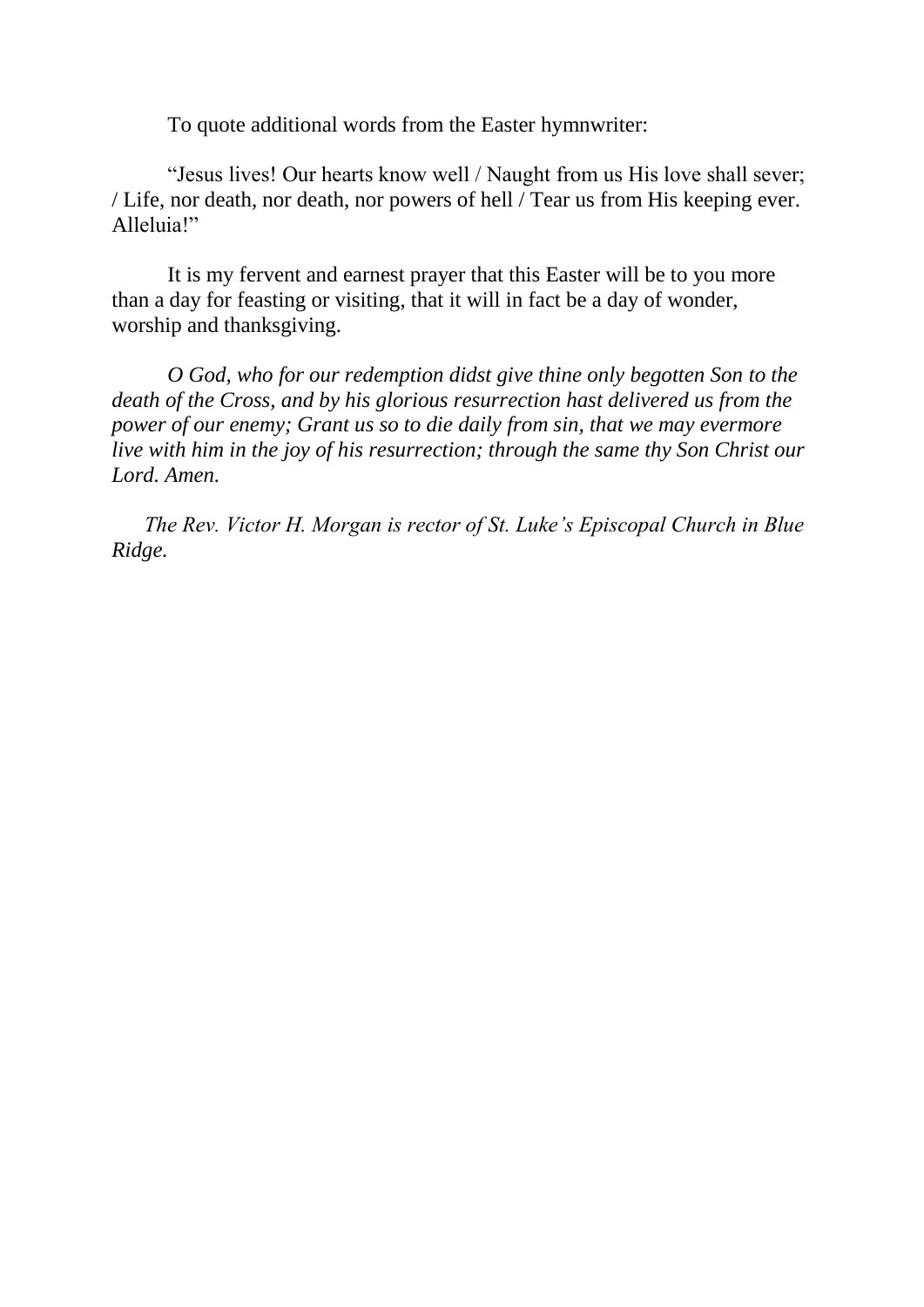To quote additional words from the Easter hymnwriter:

"Jesus lives! Our hearts know well / Naught from us His love shall sever; / Life, nor death, nor death, nor powers of hell / Tear us from His keeping ever. Alleluia!"

It is my fervent and earnest prayer that this Easter will be to you more than a day for feasting or visiting, that it will in fact be a day of wonder, worship and thanksgiving.

*O God, who for our redemption didst give thine only begotten Son to the death of the Cross, and by his glorious resurrection hast delivered us from the power of our enemy; Grant us so to die daily from sin, that we may evermore live with him in the joy of his resurrection; through the same thy Son Christ our Lord. Amen.*

*The Rev. Victor H. Morgan is rector of St. Luke's Episcopal Church in Blue Ridge.*